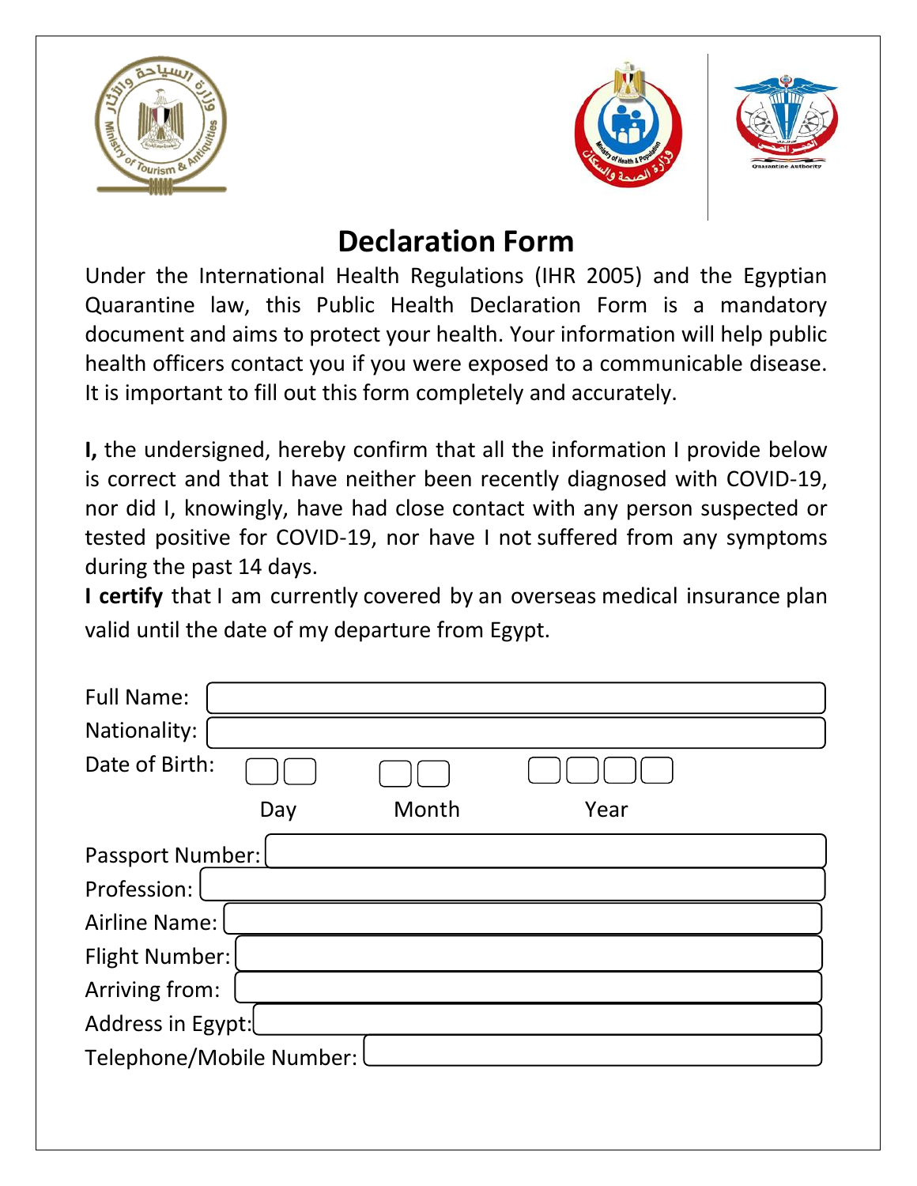# Declaration Form

Under the International Health Regulations (IHR 2005) and the Egyptian Quarantine law, this Public Health Declaration Form is a mandatory document and aims to protect your health. Your information will help public health officers contact you if you were exposed to a communicable disease. It is important to fill out this form completely and accurately.

**I,** the undersigned, hereby confirm that all the information I provide below is correct and that I have neither been recently diagnosed with COVID-19, nor did I, knowingly, have had close contact with any person suspected or tested positive for COVID-19, nor have I not suffered from any symptoms during the past 14 days.

**I certify** that I am currently covered by an overseas medical insurance plan valid until the date of my departure from Egypt.

Full Name: ____________________

Nationality: ____________________

Date of Birth: ☐☐ Day ☐☐ Month ☐☐☐☐ Year

Passport Number: ____________________

Profession: ____________________

Airline Name: ____________________

Flight Number: ____________________

Arriving from: ____________________

Address in Egypt: ____________________

Telephone/Mobile Number: ____________________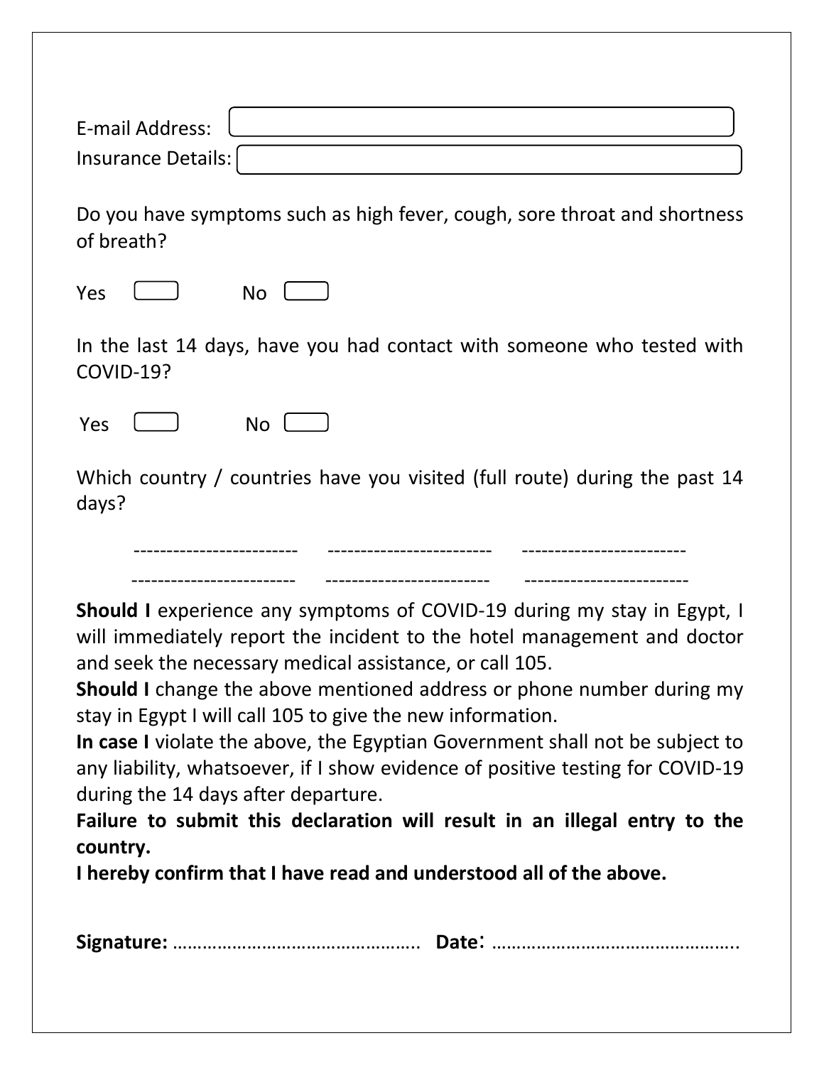E-mail Address:

Insurance Details:

Do you have symptoms such as high fever, cough, sore throat and shortness of breath?

Yes ☐ No ☐

In the last 14 days, have you had contact with someone who tested with COVID-19?

Yes ☐ No ☐

Which country / countries have you visited (full route) during the past 14 days?

------------------------- ------------------------- -------------------------

------------------------- ------------------------- -------------------------

**Should I** experience any symptoms of COVID-19 during my stay in Egypt, I will immediately report the incident to the hotel management and doctor and seek the necessary medical assistance, or call 105.

**Should I** change the above mentioned address or phone number during my stay in Egypt I will call 105 to give the new information.

**In case I** violate the above, the Egyptian Government shall not be subject to any liability, whatsoever, if I show evidence of positive testing for COVID-19 during the 14 days after departure.

**Failure to submit this declaration will result in an illegal entry to the country.**

**I hereby confirm that I have read and understood all of the above.**

**Signature:** ………………………………………….. **Date:** …………………………………………..